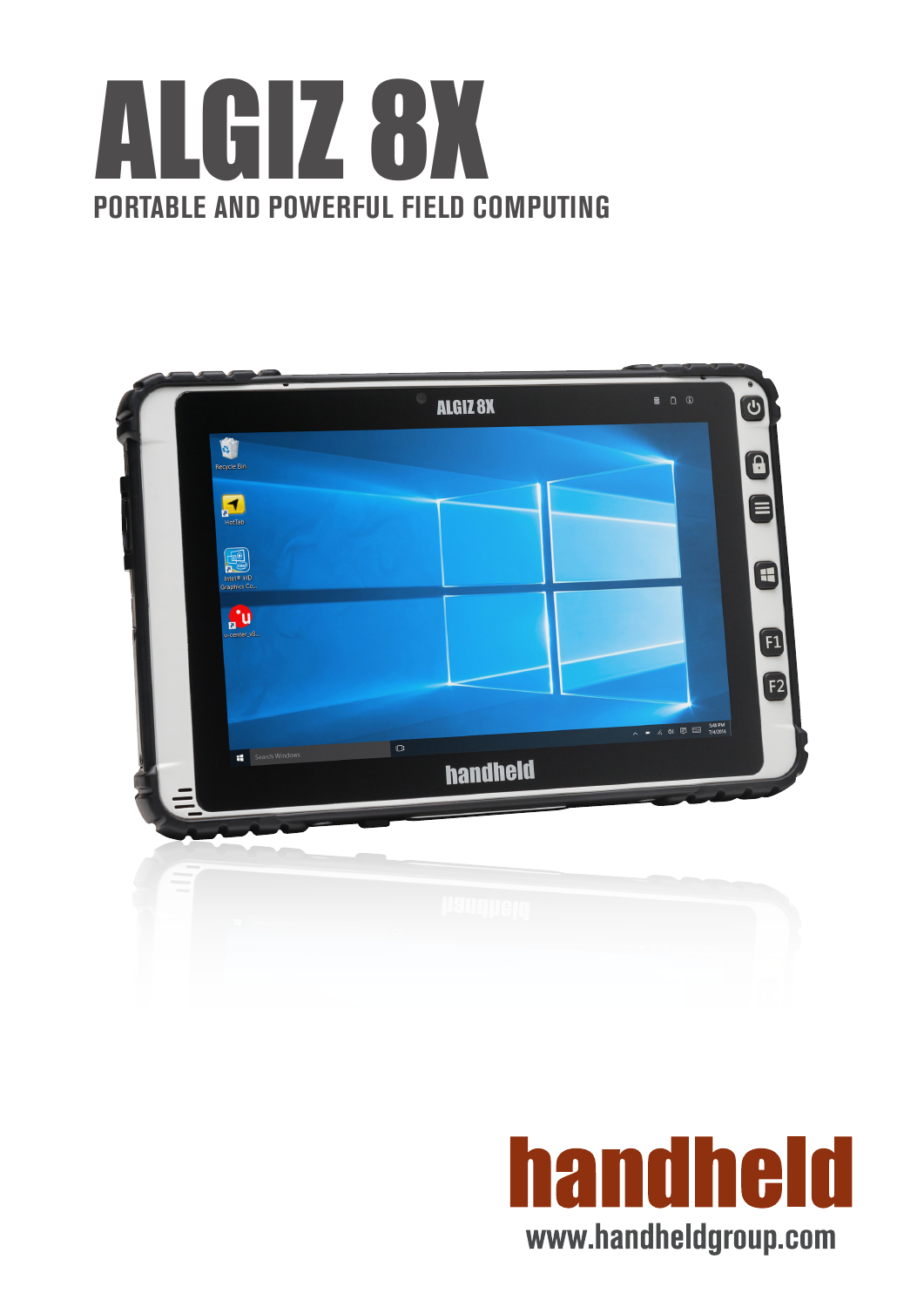# ALGIZ 8X

## PORTABLE AND POWERFUL FIELD COMPUTING

handheld

www.handheldgroup.com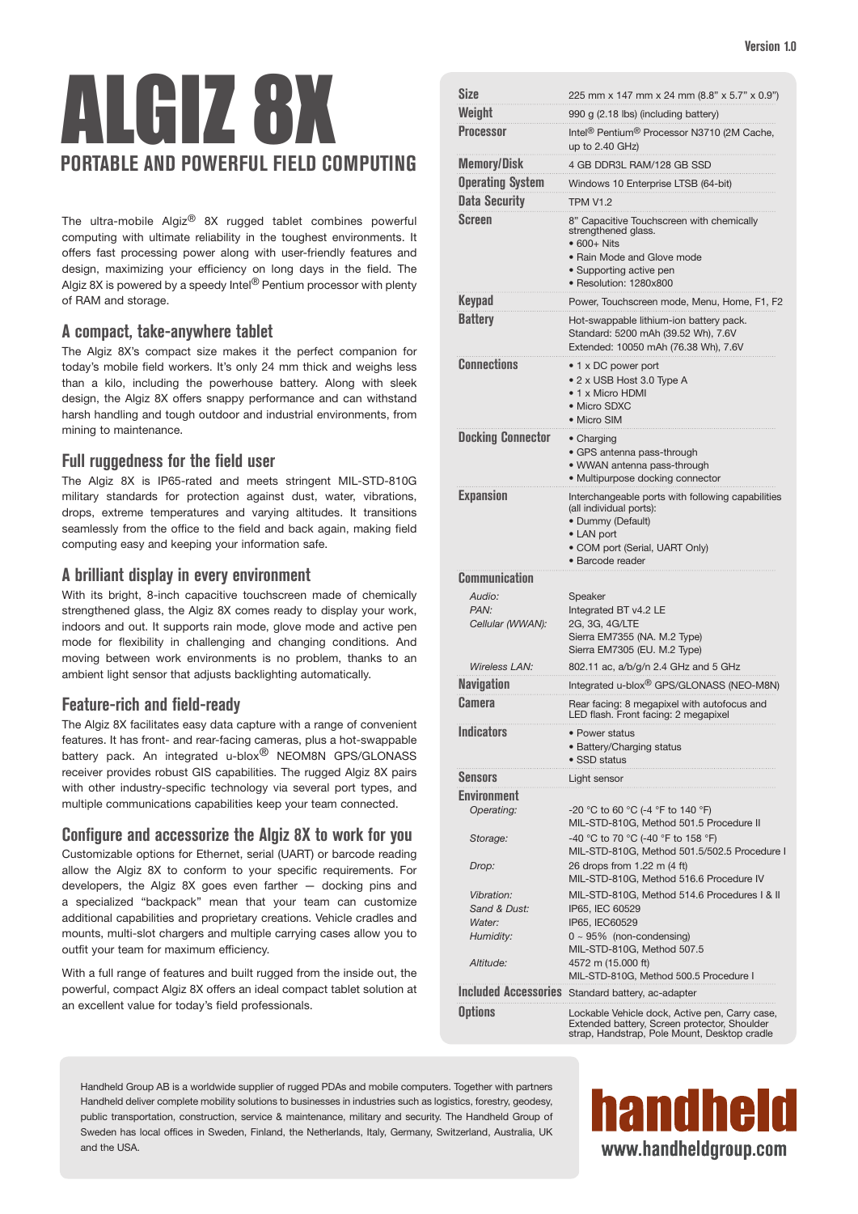Version 1.0

# ALGIZ 8X

## PORTABLE AND POWERFUL FIELD COMPUTING

The ultra-mobile Algiz® 8X rugged tablet combines powerful computing with ultimate reliability in the toughest environments. It offers fast processing power along with user-friendly features and design, maximizing your efficiency on long days in the field. The Algiz 8X is powered by a speedy Intel® Pentium processor with plenty of RAM and storage.

### A compact, take-anywhere tablet

The Algiz 8X's compact size makes it the perfect companion for today's mobile field workers. It's only 24 mm thick and weighs less than a kilo, including the powerhouse battery. Along with sleek design, the Algiz 8X offers snappy performance and can withstand harsh handling and tough outdoor and industrial environments, from mining to maintenance.

### Full ruggedness for the field user

The Algiz 8X is IP65-rated and meets stringent MIL-STD-810G military standards for protection against dust, water, vibrations, drops, extreme temperatures and varying altitudes. It transitions seamlessly from the office to the field and back again, making field computing easy and keeping your information safe.

### A brilliant display in every environment

With its bright, 8-inch capacitive touchscreen made of chemically strengthened glass, the Algiz 8X comes ready to display your work, indoors and out. It supports rain mode, glove mode and active pen mode for flexibility in challenging and changing conditions. And moving between work environments is no problem, thanks to an ambient light sensor that adjusts backlighting automatically.

### Feature-rich and field-ready

The Algiz 8X facilitates easy data capture with a range of convenient features. It has front- and rear-facing cameras, plus a hot-swappable battery pack. An integrated u-blox® NEOM8N GPS/GLONASS receiver provides robust GIS capabilities. The rugged Algiz 8X pairs with other industry-specific technology via several port types, and multiple communications capabilities keep your team connected.

### Configure and accessorize the Algiz 8X to work for you

Customizable options for Ethernet, serial (UART) or barcode reading allow the Algiz 8X to conform to your specific requirements. For developers, the Algiz 8X goes even farther — docking pins and a specialized "backpack" mean that your team can customize additional capabilities and proprietary creations. Vehicle cradles and mounts, multi-slot chargers and multiple carrying cases allow you to outfit your team for maximum efficiency.

With a full range of features and built rugged from the inside out, the powerful, compact Algiz 8X offers an ideal compact tablet solution at an excellent value for today's field professionals.

| | |
|---|---|
| **Size** | 225 mm x 147 mm x 24 mm (8.8" x 5.7" x 0.9") |
| **Weight** | 990 g (2.18 lbs) (including battery) |
| **Processor** | Intel® Pentium® Processor N3710 (2M Cache, up to 2.40 GHz) |
| **Memory/Disk** | 4 GB DDR3L RAM/128 GB SSD |
| **Operating System** | Windows 10 Enterprise LTSB (64-bit) |
| **Data Security** | TPM V1.2 |
| **Screen** | 8" Capacitive Touchscreen with chemically strengthened glass.<br>• 600+ Nits<br>• Rain Mode and Glove mode<br>• Supporting active pen<br>• Resolution: 1280x800 |
| **Keypad** | Power, Touchscreen mode, Menu, Home, F1, F2 |
| **Battery** | Hot-swappable lithium-ion battery pack.<br>Standard: 5200 mAh (39.52 Wh), 7.6V<br>Extended: 10050 mAh (76.38 Wh), 7.6V |
| **Connections** | • 1 x DC power port<br>• 2 x USB Host 3.0 Type A<br>• 1 x Micro HDMI<br>• Micro SDXC<br>• Micro SIM |
| **Docking Connector** | • Charging<br>• GPS antenna pass-through<br>• WWAN antenna pass-through<br>• Multipurpose docking connector |
| **Expansion** | Interchangeable ports with following capabilities (all individual ports):<br>• Dummy (Default)<br>• LAN port<br>• COM port (Serial, UART Only)<br>• Barcode reader |
| **Communication** | |
| *Audio:* | Speaker |
| *PAN:* | Integrated BT v4.2 LE |
| *Cellular (WWAN):* | 2G, 3G, 4G/LTE<br>Sierra EM7355 (NA. M.2 Type)<br>Sierra EM7305 (EU. M.2 Type) |
| *Wireless LAN:* | 802.11 ac, a/b/g/n 2.4 GHz and 5 GHz |
| **Navigation** | Integrated u-blox® GPS/GLONASS (NEO-M8N) |
| **Camera** | Rear facing: 8 megapixel with autofocus and LED flash. Front facing: 2 megapixel |
| **Indicators** | • Power status<br>• Battery/Charging status<br>• SSD status |
| **Sensors** | Light sensor |
| **Environment** | |
| *Operating:* | -20 °C to 60 °C (-4 °F to 140 °F)<br>MIL-STD-810G, Method 501.5 Procedure II |
| *Storage:* | -40 °C to 70 °C (-40 °F to 158 °F)<br>MIL-STD-810G, Method 501.5/502.5 Procedure I |
| *Drop:* | 26 drops from 1.22 m (4 ft)<br>MIL-STD-810G, Method 516.6 Procedure IV |
| *Vibration:* | MIL-STD-810G, Method 514.6 Procedures I & II |
| *Sand & Dust:* | IP65, IEC 60529 |
| *Water:* | IP65, IEC60529 |
| *Humidity:* | 0 ~ 95% (non-condensing)<br>MIL-STD-810G, Method 507.5 |
| *Altitude:* | 4572 m (15.000 ft)<br>MIL-STD-810G, Method 500.5 Procedure I |
| **Included Accessories** | Standard battery, ac-adapter |
| **Options** | Lockable Vehicle dock, Active pen, Carry case, Extended battery, Screen protector, Shoulder strap, Handstrap, Pole Mount, Desktop cradle |

Handheld Group AB is a worldwide supplier of rugged PDAs and mobile computers. Together with partners Handheld deliver complete mobility solutions to businesses in industries such as logistics, forestry, geodesy, public transportation, construction, service & maintenance, military and security. The Handheld Group of Sweden has local offices in Sweden, Finland, the Netherlands, Italy, Germany, Switzerland, Australia, UK and the USA.

handheld

www.handheldgroup.com